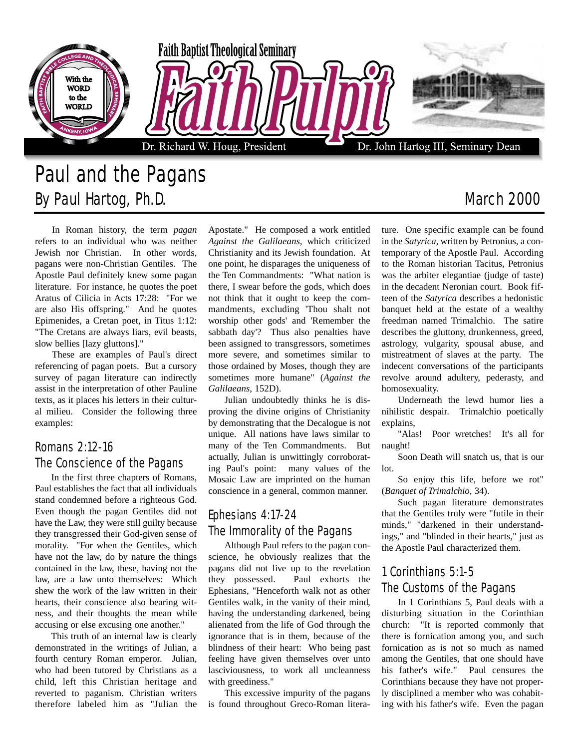Faith Baptist Theological Seminary

# Faith Pulpit

Dr. Richard W. Houg, President — Dr. John Hartog III, Seminary Dean

# Paul and the Pagans

By Paul Hartog, Ph.D.

March 2000

In Roman history, the term *pagan* refers to an individual who was neither Jewish nor Christian. In other words, pagans were non-Christian Gentiles. The Apostle Paul definitely knew some pagan literature. For instance, he quotes the poet Aratus of Cilicia in Acts 17:28: "For we are also His offspring." And he quotes Epimenides, a Cretan poet, in Titus 1:12: "The Cretans are always liars, evil beasts, slow bellies [lazy gluttons]."

These are examples of Paul's direct referencing of pagan poets. But a cursory survey of pagan literature can indirectly assist in the interpretation of other Pauline texts, as it places his letters in their cultural milieu. Consider the following three examples:

## Romans 2:12-16
## The Conscience of the Pagans

In the first three chapters of Romans, Paul establishes the fact that all individuals stand condemned before a righteous God. Even though the pagan Gentiles did not have the Law, they were still guilty because they transgressed their God-given sense of morality. "For when the Gentiles, which have not the law, do by nature the things contained in the law, these, having not the law, are a law unto themselves: Which shew the work of the law written in their hearts, their conscience also bearing witness, and their thoughts the mean while accusing or else excusing one another."

This truth of an internal law is clearly demonstrated in the writings of Julian, a fourth century Roman emperor. Julian, who had been tutored by Christians as a child, left this Christian heritage and reverted to paganism. Christian writers therefore labeled him as "Julian the Apostate." He composed a work entitled *Against the Galilaeans*, which criticized Christianity and its Jewish foundation. At one point, he disparages the uniqueness of the Ten Commandments: "What nation is there, I swear before the gods, which does not think that it ought to keep the commandments, excluding 'Thou shalt not worship other gods' and 'Remember the sabbath day'? Thus also penalties have been assigned to transgressors, sometimes more severe, and sometimes similar to those ordained by Moses, though they are sometimes more humane" (*Against the Galilaeans*, 152D).

Julian undoubtedly thinks he is disproving the divine origins of Christianity by demonstrating that the Decalogue is not unique. All nations have laws similar to many of the Ten Commandments. But actually, Julian is unwittingly corroborating Paul's point: many values of the Mosaic Law are imprinted on the human conscience in a general, common manner.

## Ephesians 4:17-24
## The Immorality of the Pagans

Although Paul refers to the pagan conscience, he obviously realizes that the pagans did not live up to the revelation they possessed. Paul exhorts the Ephesians, "Henceforth walk not as other Gentiles walk, in the vanity of their mind, having the understanding darkened, being alienated from the life of God through the ignorance that is in them, because of the blindness of their heart: Who being past feeling have given themselves over unto lasciviousness, to work all uncleanness with greediness."

This excessive impurity of the pagans is found throughout Greco-Roman literature. One specific example can be found in the *Satyrica*, written by Petronius, a contemporary of the Apostle Paul. According to the Roman historian Tacitus, Petronius was the arbiter elegantiae (judge of taste) in the decadent Neronian court. Book fifteen of the *Satyrica* describes a hedonistic banquet held at the estate of a wealthy freedman named Trimalchio. The satire describes the gluttony, drunkenness, greed, astrology, vulgarity, spousal abuse, and mistreatment of slaves at the party. The indecent conversations of the participants revolve around adultery, pederasty, and homosexuality.

Underneath the lewd humor lies a nihilistic despair. Trimalchio poetically explains,

"Alas! Poor wretches! It's all for naught!

Soon Death will snatch us, that is our lot.

So enjoy this life, before we rot" (*Banquet of Trimalchio*, 34).

Such pagan literature demonstrates that the Gentiles truly were "futile in their minds," "darkened in their understandings," and "blinded in their hearts," just as the Apostle Paul characterized them.

## 1 Corinthians 5:1-5
## The Customs of the Pagans

In 1 Corinthians 5, Paul deals with a disturbing situation in the Corinthian church: "It is reported commonly that there is fornication among you, and such fornication as is not so much as named among the Gentiles, that one should have his father's wife." Paul censures the Corinthians because they have not properly disciplined a member who was cohabiting with his father's wife. Even the pagan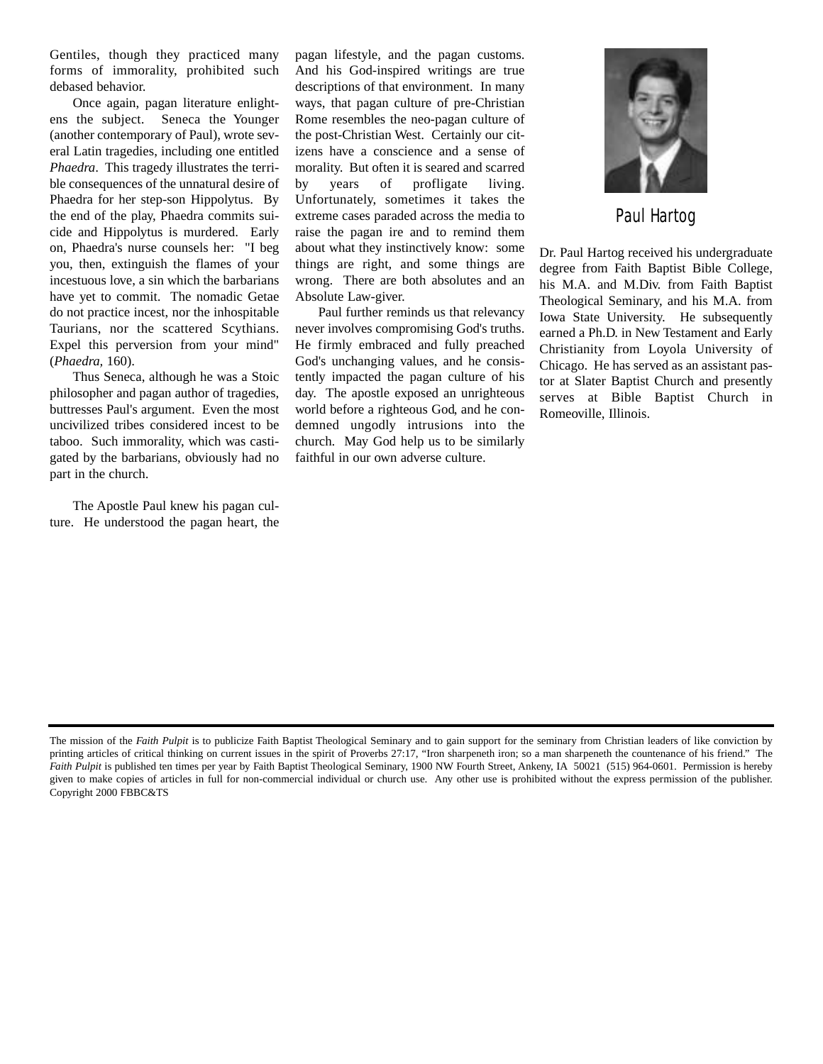Gentiles, though they practiced many forms of immorality, prohibited such debased behavior.

Once again, pagan literature enlightens the subject. Seneca the Younger (another contemporary of Paul), wrote several Latin tragedies, including one entitled *Phaedra*. This tragedy illustrates the terrible consequences of the unnatural desire of Phaedra for her step-son Hippolytus. By the end of the play, Phaedra commits suicide and Hippolytus is murdered. Early on, Phaedra's nurse counsels her: "I beg you, then, extinguish the flames of your incestuous love, a sin which the barbarians have yet to commit. The nomadic Getae do not practice incest, nor the inhospitable Taurians, nor the scattered Scythians. Expel this perversion from your mind" (*Phaedra,* 160).

Thus Seneca, although he was a Stoic philosopher and pagan author of tragedies, buttresses Paul's argument. Even the most uncivilized tribes considered incest to be taboo. Such immorality, which was castigated by the barbarians, obviously had no part in the church.

The Apostle Paul knew his pagan culture. He understood the pagan heart, the pagan lifestyle, and the pagan customs. And his God-inspired writings are true descriptions of that environment. In many ways, that pagan culture of pre-Christian Rome resembles the neo-pagan culture of the post-Christian West. Certainly our citizens have a conscience and a sense of morality. But often it is seared and scarred by years of profligate living. Unfortunately, sometimes it takes the extreme cases paraded across the media to raise the pagan ire and to remind them about what they instinctively know: some things are right, and some things are wrong. There are both absolutes and an Absolute Law-giver.

Paul further reminds us that relevancy never involves compromising God's truths. He firmly embraced and fully preached God's unchanging values, and he consistently impacted the pagan culture of his day. The apostle exposed an unrighteous world before a righteous God, and he condemned ungodly intrusions into the church. May God help us to be similarly faithful in our own adverse culture.

Paul Hartog

Dr. Paul Hartog received his undergraduate degree from Faith Baptist Bible College, his M.A. and M.Div. from Faith Baptist Theological Seminary, and his M.A. from Iowa State University. He subsequently earned a Ph.D. in New Testament and Early Christianity from Loyola University of Chicago. He has served as an assistant pastor at Slater Baptist Church and presently serves at Bible Baptist Church in Romeoville, Illinois.

---

The mission of the *Faith Pulpit* is to publicize Faith Baptist Theological Seminary and to gain support for the seminary from Christian leaders of like conviction by printing articles of critical thinking on current issues in the spirit of Proverbs 27:17, "Iron sharpeneth iron; so a man sharpeneth the countenance of his friend." The *Faith Pulpit* is published ten times per year by Faith Baptist Theological Seminary, 1900 NW Fourth Street, Ankeny, IA 50021 (515) 964-0601. Permission is hereby given to make copies of articles in full for non-commercial individual or church use. Any other use is prohibited without the express permission of the publisher. Copyright 2000 FBBC&TS